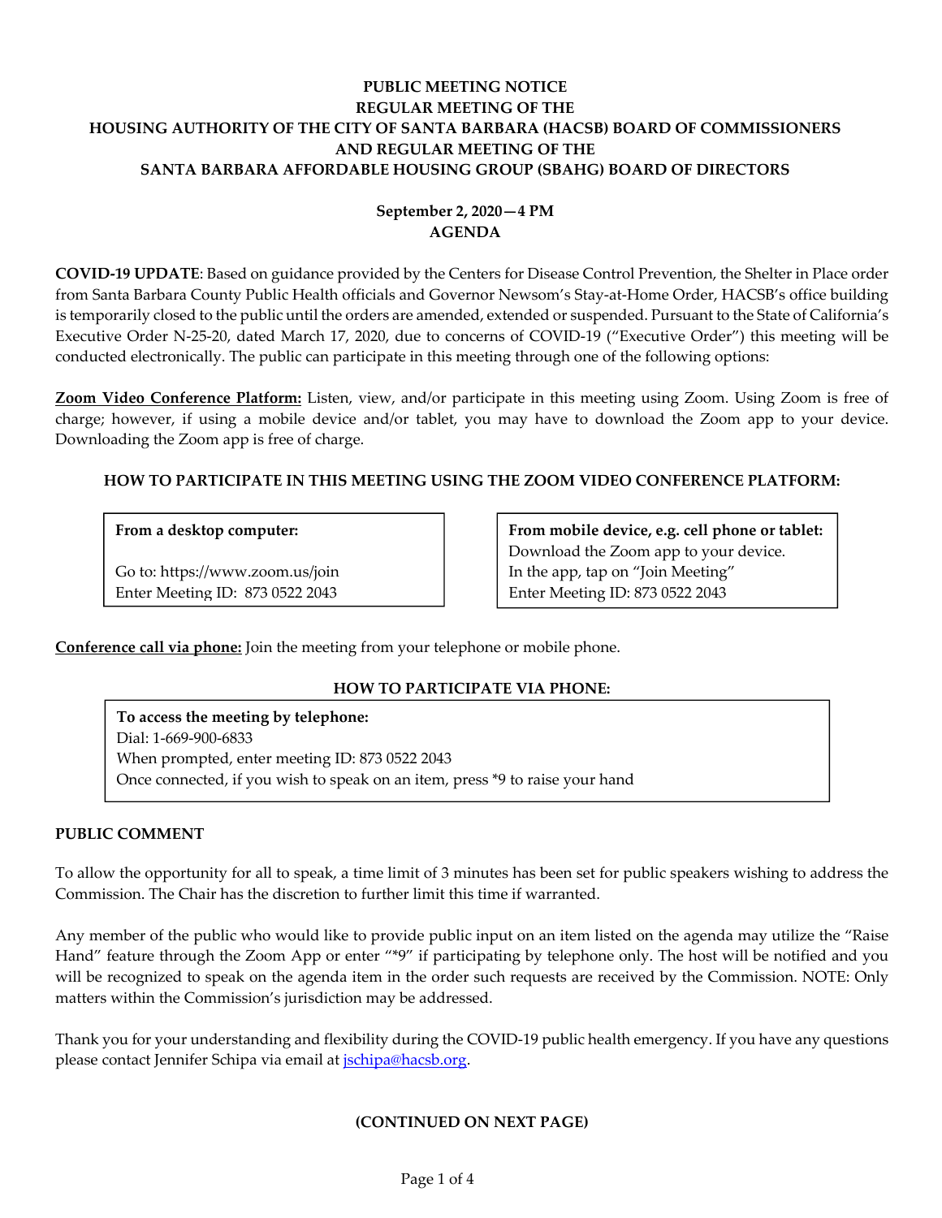# PUBLIC MEETING NOTICE
# REGULAR MEETING OF THE
# HOUSING AUTHORITY OF THE CITY OF SANTA BARBARA (HACSB) BOARD OF COMMISSIONERS
# AND REGULAR MEETING OF THE
# SANTA BARBARA AFFORDABLE HOUSING GROUP (SBAHG) BOARD OF DIRECTORS

**September 2, 2020—4 PM**
**AGENDA**

**COVID-19 UPDATE**: Based on guidance provided by the Centers for Disease Control Prevention, the Shelter in Place order from Santa Barbara County Public Health officials and Governor Newsom's Stay-at-Home Order, HACSB's office building is temporarily closed to the public until the orders are amended, extended or suspended. Pursuant to the State of California's Executive Order N-25-20, dated March 17, 2020, due to concerns of COVID-19 ("Executive Order") this meeting will be conducted electronically. The public can participate in this meeting through one of the following options:

**Zoom Video Conference Platform:** Listen, view, and/or participate in this meeting using Zoom. Using Zoom is free of charge; however, if using a mobile device and/or tablet, you may have to download the Zoom app to your device. Downloading the Zoom app is free of charge.

### HOW TO PARTICIPATE IN THIS MEETING USING THE ZOOM VIDEO CONFERENCE PLATFORM:

**From a desktop computer:**

Go to: https://www.zoom.us/join
Enter Meeting ID: 873 0522 2043

**From mobile device, e.g. cell phone or tablet:**
Download the Zoom app to your device.
In the app, tap on "Join Meeting"
Enter Meeting ID: 873 0522 2043

**Conference call via phone:** Join the meeting from your telephone or mobile phone.

### HOW TO PARTICIPATE VIA PHONE:

**To access the meeting by telephone:**
Dial: 1-669-900-6833
When prompted, enter meeting ID: 873 0522 2043
Once connected, if you wish to speak on an item, press *9 to raise your hand

### PUBLIC COMMENT

To allow the opportunity for all to speak, a time limit of 3 minutes has been set for public speakers wishing to address the Commission. The Chair has the discretion to further limit this time if warranted.

Any member of the public who would like to provide public input on an item listed on the agenda may utilize the "Raise Hand" feature through the Zoom App or enter "*9" if participating by telephone only. The host will be notified and you will be recognized to speak on the agenda item in the order such requests are received by the Commission. NOTE: Only matters within the Commission's jurisdiction may be addressed.

Thank you for your understanding and flexibility during the COVID-19 public health emergency. If you have any questions please contact Jennifer Schipa via email at jschipa@hacsb.org.

**(CONTINUED ON NEXT PAGE)**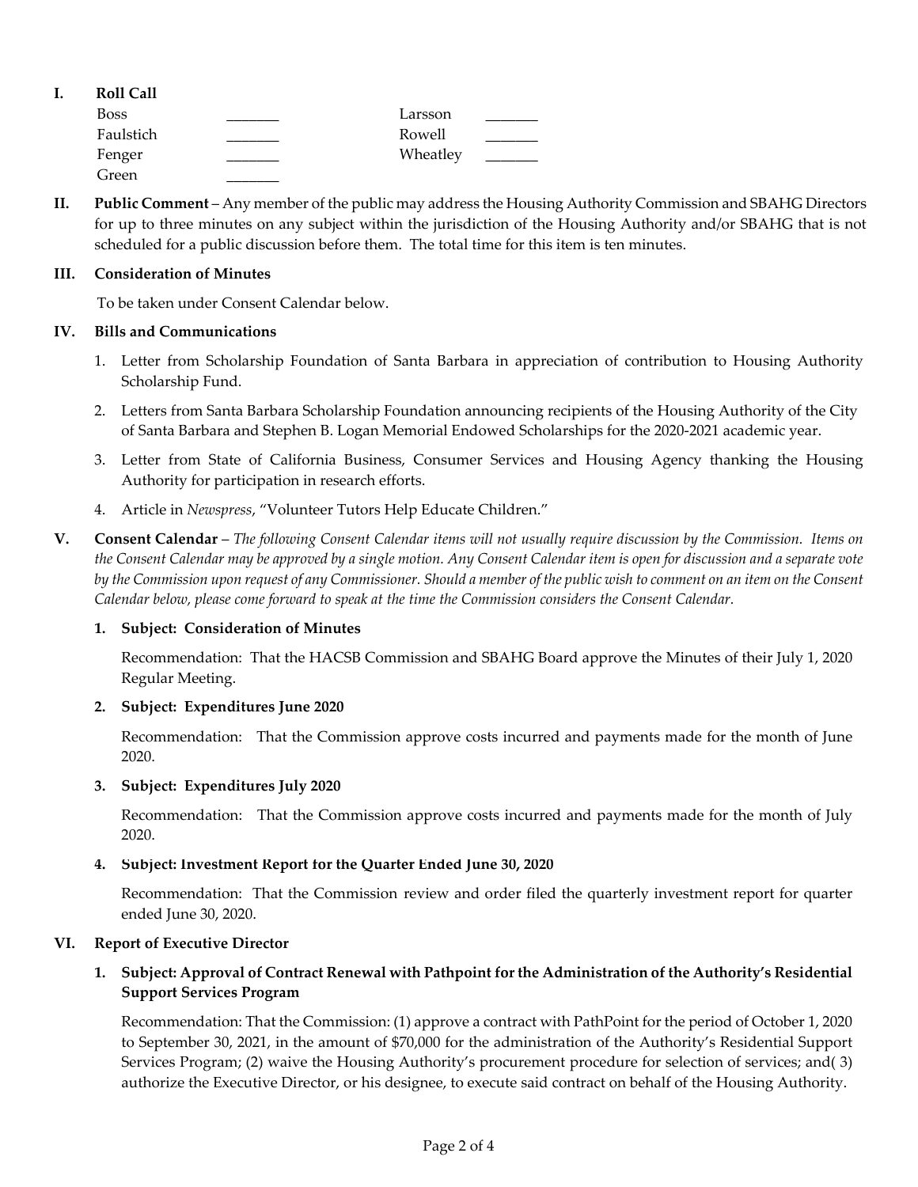**I. Roll Call**

| | | | |
|---|---|---|---|
| Boss | _______ | Larsson | _______ |
| Faulstich | _______ | Rowell | _______ |
| Fenger | _______ | Wheatley | _______ |
| Green | _______ | | |

**II. Public Comment** – Any member of the public may address the Housing Authority Commission and SBAHG Directors for up to three minutes on any subject within the jurisdiction of the Housing Authority and/or SBAHG that is not scheduled for a public discussion before them. The total time for this item is ten minutes.

**III. Consideration of Minutes**

To be taken under Consent Calendar below.

**IV. Bills and Communications**

1. Letter from Scholarship Foundation of Santa Barbara in appreciation of contribution to Housing Authority Scholarship Fund.
2. Letters from Santa Barbara Scholarship Foundation announcing recipients of the Housing Authority of the City of Santa Barbara and Stephen B. Logan Memorial Endowed Scholarships for the 2020-2021 academic year.
3. Letter from State of California Business, Consumer Services and Housing Agency thanking the Housing Authority for participation in research efforts.
4. Article in *Newspress*, "Volunteer Tutors Help Educate Children."

**V. Consent Calendar** – *The following Consent Calendar items will not usually require discussion by the Commission. Items on the Consent Calendar may be approved by a single motion. Any Consent Calendar item is open for discussion and a separate vote by the Commission upon request of any Commissioner. Should a member of the public wish to comment on an item on the Consent Calendar below, please come forward to speak at the time the Commission considers the Consent Calendar.*

**1. Subject: Consideration of Minutes**

Recommendation: That the HACSB Commission and SBAHG Board approve the Minutes of their July 1, 2020 Regular Meeting.

**2. Subject: Expenditures June 2020**

Recommendation: That the Commission approve costs incurred and payments made for the month of June 2020.

**3. Subject: Expenditures July 2020**

Recommendation: That the Commission approve costs incurred and payments made for the month of July 2020.

**4. Subject: Investment Report for the Quarter Ended June 30, 2020**

Recommendation: That the Commission review and order filed the quarterly investment report for quarter ended June 30, 2020.

**VI. Report of Executive Director**

**1. Subject: Approval of Contract Renewal with Pathpoint for the Administration of the Authority's Residential Support Services Program**

Recommendation: That the Commission: (1) approve a contract with PathPoint for the period of October 1, 2020 to September 30, 2021, in the amount of $70,000 for the administration of the Authority's Residential Support Services Program; (2) waive the Housing Authority's procurement procedure for selection of services; and( 3) authorize the Executive Director, or his designee, to execute said contract on behalf of the Housing Authority.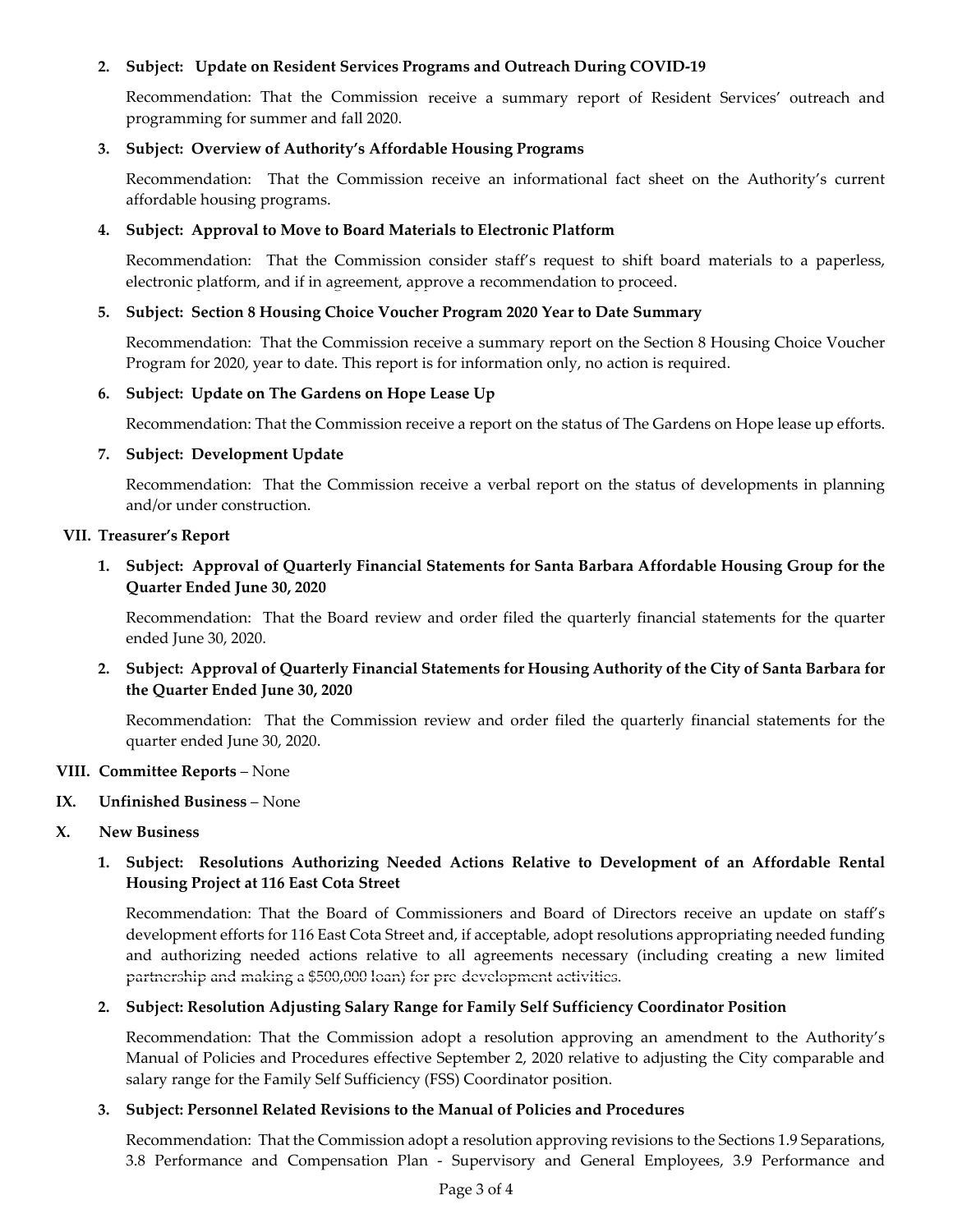2. **Subject: Update on Resident Services Programs and Outreach During COVID-19**

   Recommendation: That the Commission receive a summary report of Resident Services' outreach and programming for summer and fall 2020.

3. **Subject: Overview of Authority's Affordable Housing Programs**

   Recommendation: That the Commission receive an informational fact sheet on the Authority's current affordable housing programs.

4. **Subject: Approval to Move to Board Materials to Electronic Platform**

   Recommendation: That the Commission consider staff's request to shift board materials to a paperless, electronic platform, and if in agreement, approve a recommendation to proceed.

5. **Subject: Section 8 Housing Choice Voucher Program 2020 Year to Date Summary**

   Recommendation: That the Commission receive a summary report on the Section 8 Housing Choice Voucher Program for 2020, year to date. This report is for information only, no action is required.

6. **Subject: Update on The Gardens on Hope Lease Up**

   Recommendation: That the Commission receive a report on the status of The Gardens on Hope lease up efforts.

7. **Subject: Development Update**

   Recommendation: That the Commission receive a verbal report on the status of developments in planning and/or under construction.

**VII. Treasurer's Report**

1. **Subject: Approval of Quarterly Financial Statements for Santa Barbara Affordable Housing Group for the Quarter Ended June 30, 2020**

   Recommendation: That the Board review and order filed the quarterly financial statements for the quarter ended June 30, 2020.

2. **Subject: Approval of Quarterly Financial Statements for Housing Authority of the City of Santa Barbara for the Quarter Ended June 30, 2020**

   Recommendation: That the Commission review and order filed the quarterly financial statements for the quarter ended June 30, 2020.

**VIII. Committee Reports** – None

**IX. Unfinished Business** – None

**X. New Business**

1. **Subject: Resolutions Authorizing Needed Actions Relative to Development of an Affordable Rental Housing Project at 116 East Cota Street**

   Recommendation: That the Board of Commissioners and Board of Directors receive an update on staff's development efforts for 116 East Cota Street and, if acceptable, adopt resolutions appropriating needed funding and authorizing needed actions relative to all agreements necessary (including creating a new limited partnership and making a $500,000 loan) for pre-development activities.

2. **Subject: Resolution Adjusting Salary Range for Family Self Sufficiency Coordinator Position**

   Recommendation: That the Commission adopt a resolution approving an amendment to the Authority's Manual of Policies and Procedures effective September 2, 2020 relative to adjusting the City comparable and salary range for the Family Self Sufficiency (FSS) Coordinator position.

3. **Subject: Personnel Related Revisions to the Manual of Policies and Procedures**

   Recommendation: That the Commission adopt a resolution approving revisions to the Sections 1.9 Separations, 3.8 Performance and Compensation Plan - Supervisory and General Employees, 3.9 Performance and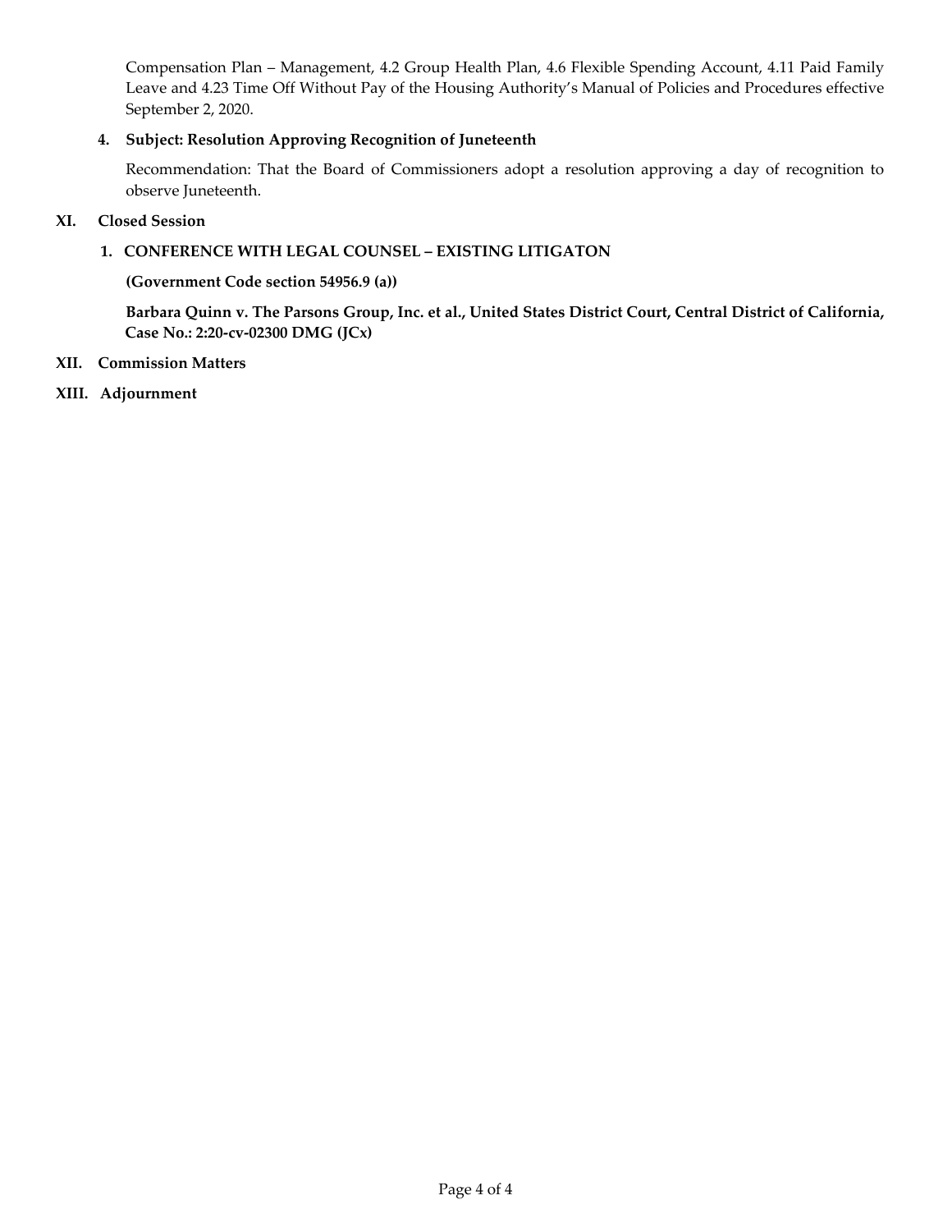Compensation Plan – Management, 4.2 Group Health Plan, 4.6 Flexible Spending Account, 4.11 Paid Family Leave and 4.23 Time Off Without Pay of the Housing Authority's Manual of Policies and Procedures effective September 2, 2020.

4. **Subject: Resolution Approving Recognition of Juneteenth**

   Recommendation: That the Board of Commissioners adopt a resolution approving a day of recognition to observe Juneteenth.

## XI. Closed Session

1. **CONFERENCE WITH LEGAL COUNSEL – EXISTING LITIGATON**

   **(Government Code section 54956.9 (a))**

   **Barbara Quinn v. The Parsons Group, Inc. et al., United States District Court, Central District of California, Case No.: 2:20-cv-02300 DMG (JCx)**

## XII. Commission Matters

## XIII. Adjournment